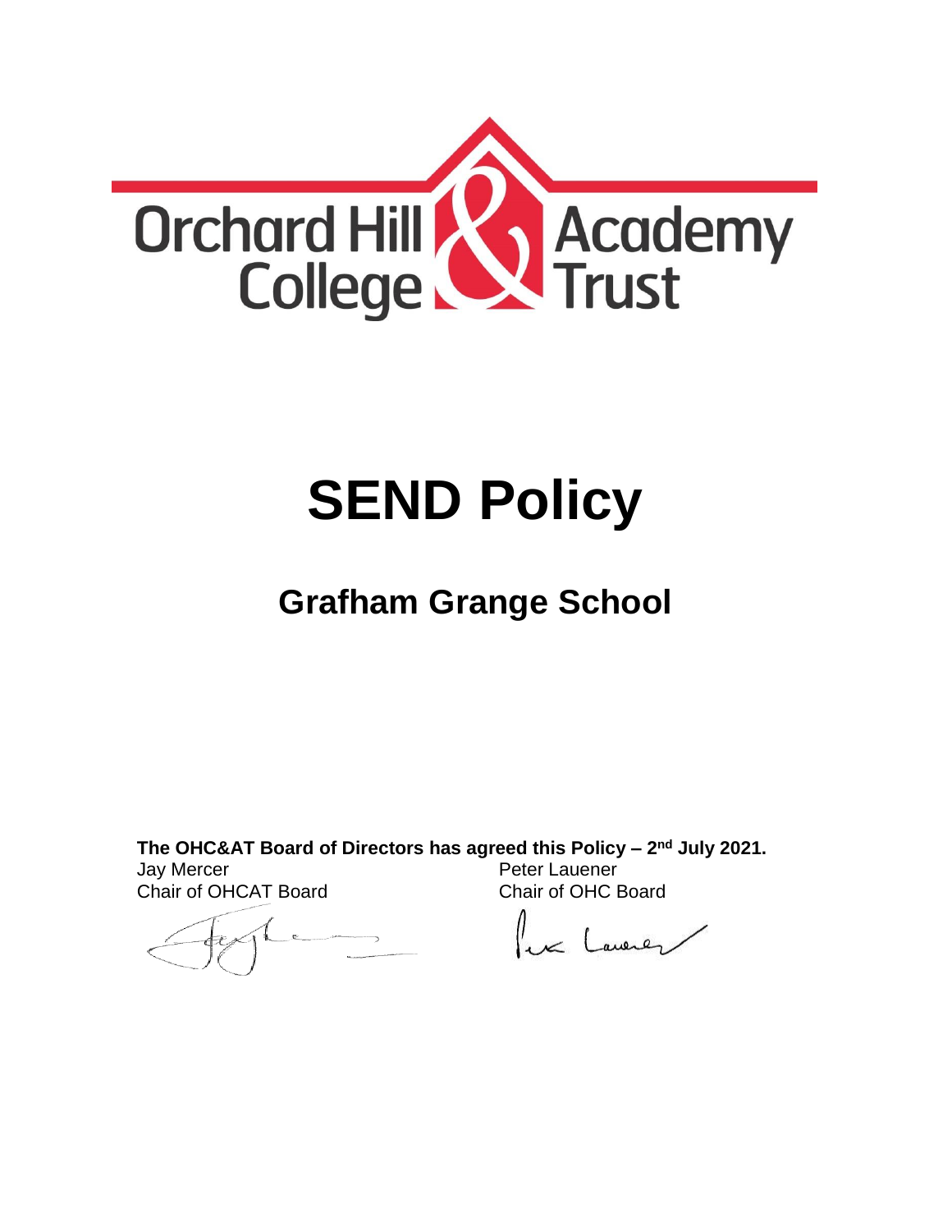Orchard Hill College & Academy Trust

# SEND Policy

## Grafham Grange School

**The OHC&AT Board of Directors has agreed this Policy – 2nd July 2021.**

Jay Mercer
Chair of OHCAT Board

Peter Lauener
Chair of OHC Board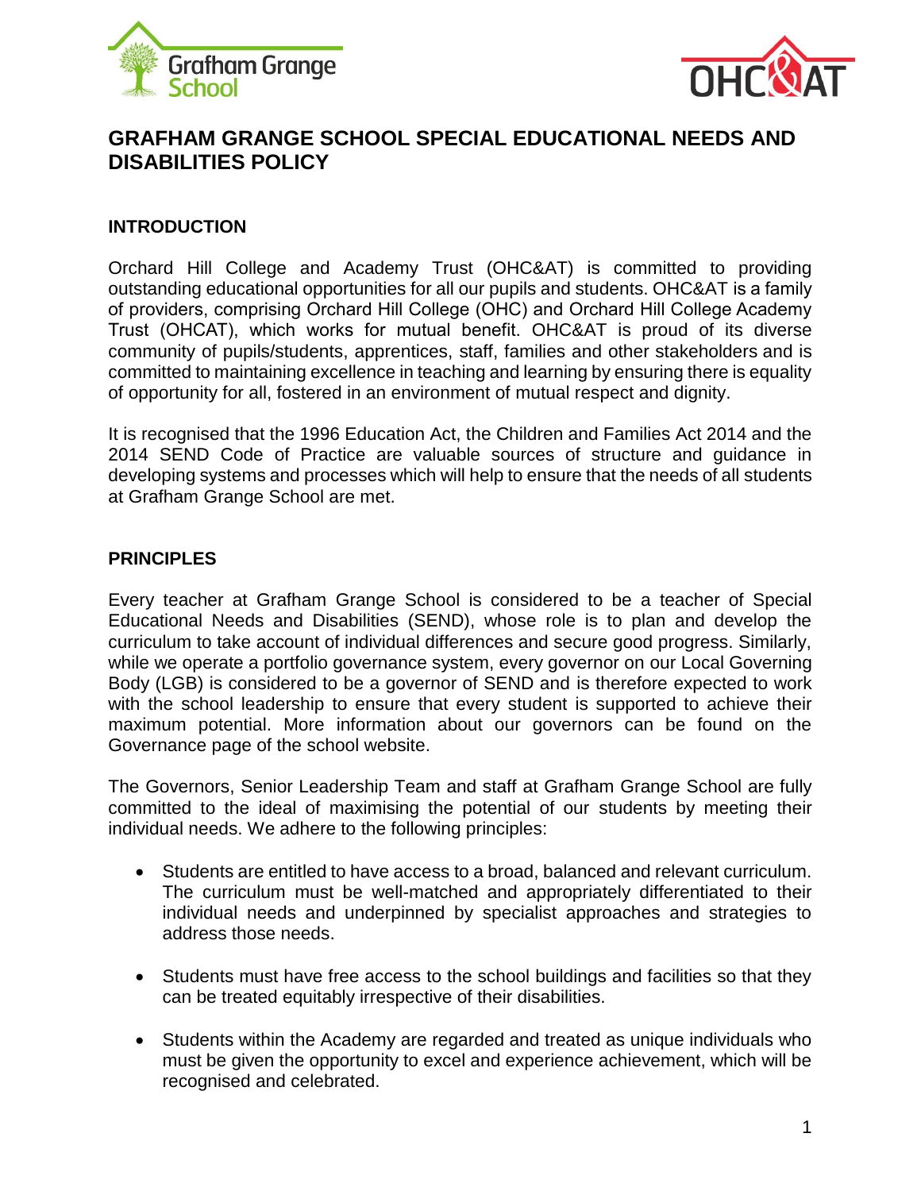# GRAFHAM GRANGE SCHOOL SPECIAL EDUCATIONAL NEEDS AND DISABILITIES POLICY

## INTRODUCTION

Orchard Hill College and Academy Trust (OHC&AT) is committed to providing outstanding educational opportunities for all our pupils and students. OHC&AT is a family of providers, comprising Orchard Hill College (OHC) and Orchard Hill College Academy Trust (OHCAT), which works for mutual benefit. OHC&AT is proud of its diverse community of pupils/students, apprentices, staff, families and other stakeholders and is committed to maintaining excellence in teaching and learning by ensuring there is equality of opportunity for all, fostered in an environment of mutual respect and dignity.

It is recognised that the 1996 Education Act, the Children and Families Act 2014 and the 2014 SEND Code of Practice are valuable sources of structure and guidance in developing systems and processes which will help to ensure that the needs of all students at Grafham Grange School are met.

## PRINCIPLES

Every teacher at Grafham Grange School is considered to be a teacher of Special Educational Needs and Disabilities (SEND), whose role is to plan and develop the curriculum to take account of individual differences and secure good progress. Similarly, while we operate a portfolio governance system, every governor on our Local Governing Body (LGB) is considered to be a governor of SEND and is therefore expected to work with the school leadership to ensure that every student is supported to achieve their maximum potential. More information about our governors can be found on the Governance page of the school website.

The Governors, Senior Leadership Team and staff at Grafham Grange School are fully committed to the ideal of maximising the potential of our students by meeting their individual needs. We adhere to the following principles:

- Students are entitled to have access to a broad, balanced and relevant curriculum. The curriculum must be well-matched and appropriately differentiated to their individual needs and underpinned by specialist approaches and strategies to address those needs.
- Students must have free access to the school buildings and facilities so that they can be treated equitably irrespective of their disabilities.
- Students within the Academy are regarded and treated as unique individuals who must be given the opportunity to excel and experience achievement, which will be recognised and celebrated.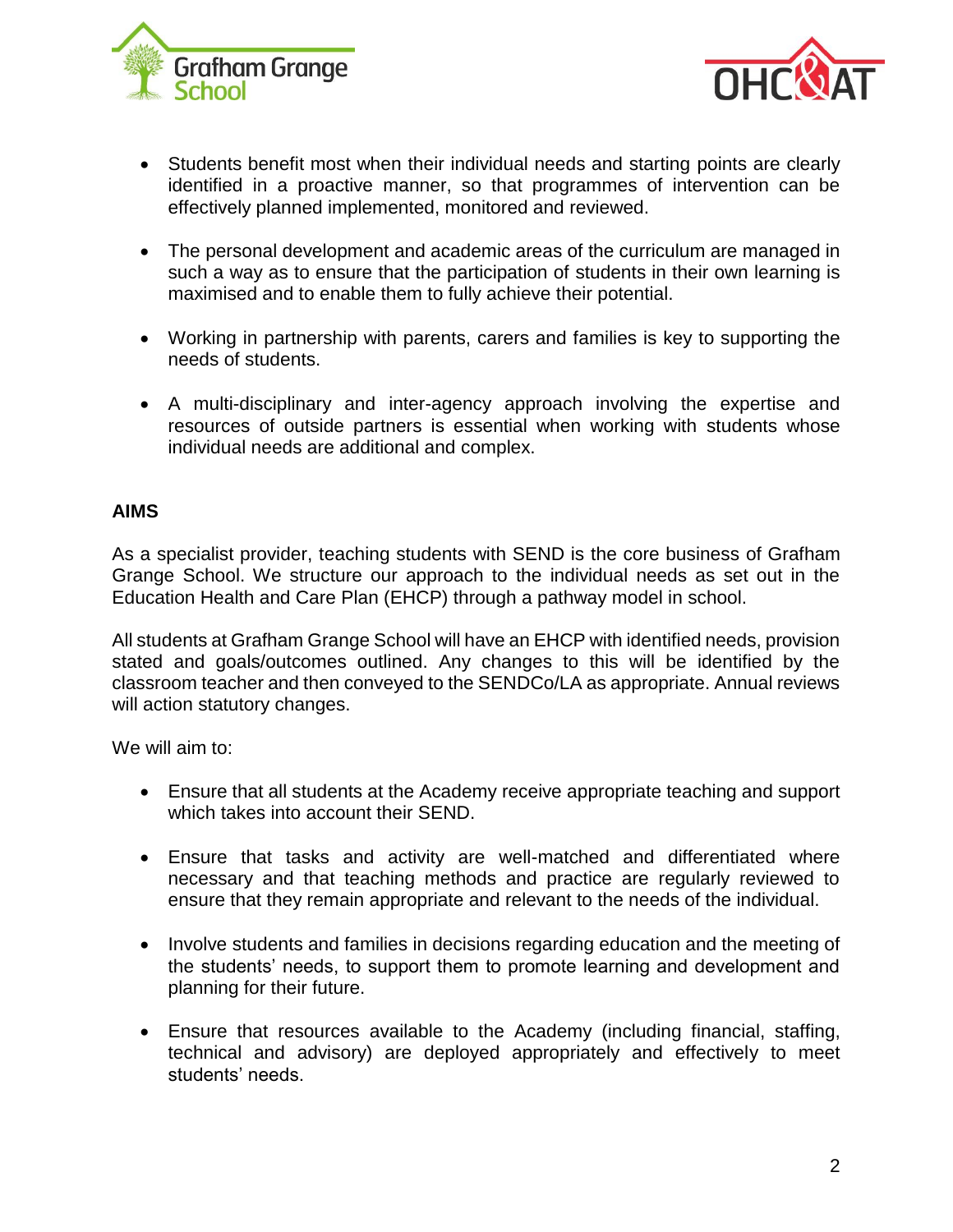- Students benefit most when their individual needs and starting points are clearly identified in a proactive manner, so that programmes of intervention can be effectively planned implemented, monitored and reviewed.

- The personal development and academic areas of the curriculum are managed in such a way as to ensure that the participation of students in their own learning is maximised and to enable them to fully achieve their potential.

- Working in partnership with parents, carers and families is key to supporting the needs of students.

- A multi-disciplinary and inter-agency approach involving the expertise and resources of outside partners is essential when working with students whose individual needs are additional and complex.

**AIMS**

As a specialist provider, teaching students with SEND is the core business of Grafham Grange School. We structure our approach to the individual needs as set out in the Education Health and Care Plan (EHCP) through a pathway model in school.

All students at Grafham Grange School will have an EHCP with identified needs, provision stated and goals/outcomes outlined. Any changes to this will be identified by the classroom teacher and then conveyed to the SENDCo/LA as appropriate. Annual reviews will action statutory changes.

We will aim to:

- Ensure that all students at the Academy receive appropriate teaching and support which takes into account their SEND.

- Ensure that tasks and activity are well-matched and differentiated where necessary and that teaching methods and practice are regularly reviewed to ensure that they remain appropriate and relevant to the needs of the individual.

- Involve students and families in decisions regarding education and the meeting of the students' needs, to support them to promote learning and development and planning for their future.

- Ensure that resources available to the Academy (including financial, staffing, technical and advisory) are deployed appropriately and effectively to meet students' needs.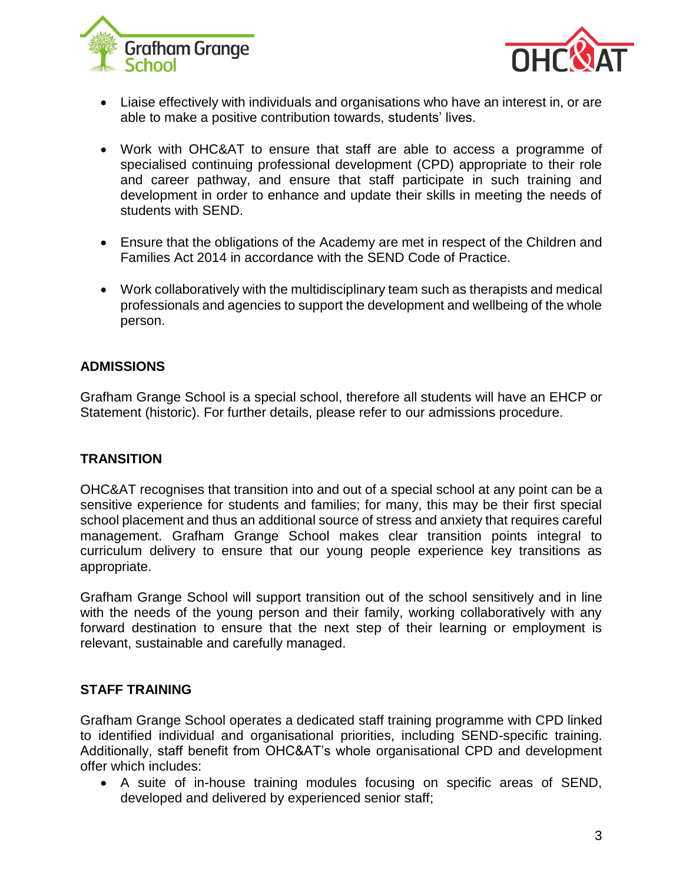- Liaise effectively with individuals and organisations who have an interest in, or are able to make a positive contribution towards, students' lives.

- Work with OHC&AT to ensure that staff are able to access a programme of specialised continuing professional development (CPD) appropriate to their role and career pathway, and ensure that staff participate in such training and development in order to enhance and update their skills in meeting the needs of students with SEND.

- Ensure that the obligations of the Academy are met in respect of the Children and Families Act 2014 in accordance with the SEND Code of Practice.

- Work collaboratively with the multidisciplinary team such as therapists and medical professionals and agencies to support the development and wellbeing of the whole person.

## ADMISSIONS

Grafham Grange School is a special school, therefore all students will have an EHCP or Statement (historic). For further details, please refer to our admissions procedure.

## TRANSITION

OHC&AT recognises that transition into and out of a special school at any point can be a sensitive experience for students and families; for many, this may be their first special school placement and thus an additional source of stress and anxiety that requires careful management. Grafham Grange School makes clear transition points integral to curriculum delivery to ensure that our young people experience key transitions as appropriate.

Grafham Grange School will support transition out of the school sensitively and in line with the needs of the young person and their family, working collaboratively with any forward destination to ensure that the next step of their learning or employment is relevant, sustainable and carefully managed.

## STAFF TRAINING

Grafham Grange School operates a dedicated staff training programme with CPD linked to identified individual and organisational priorities, including SEND-specific training. Additionally, staff benefit from OHC&AT's whole organisational CPD and development offer which includes:

- A suite of in-house training modules focusing on specific areas of SEND, developed and delivered by experienced senior staff;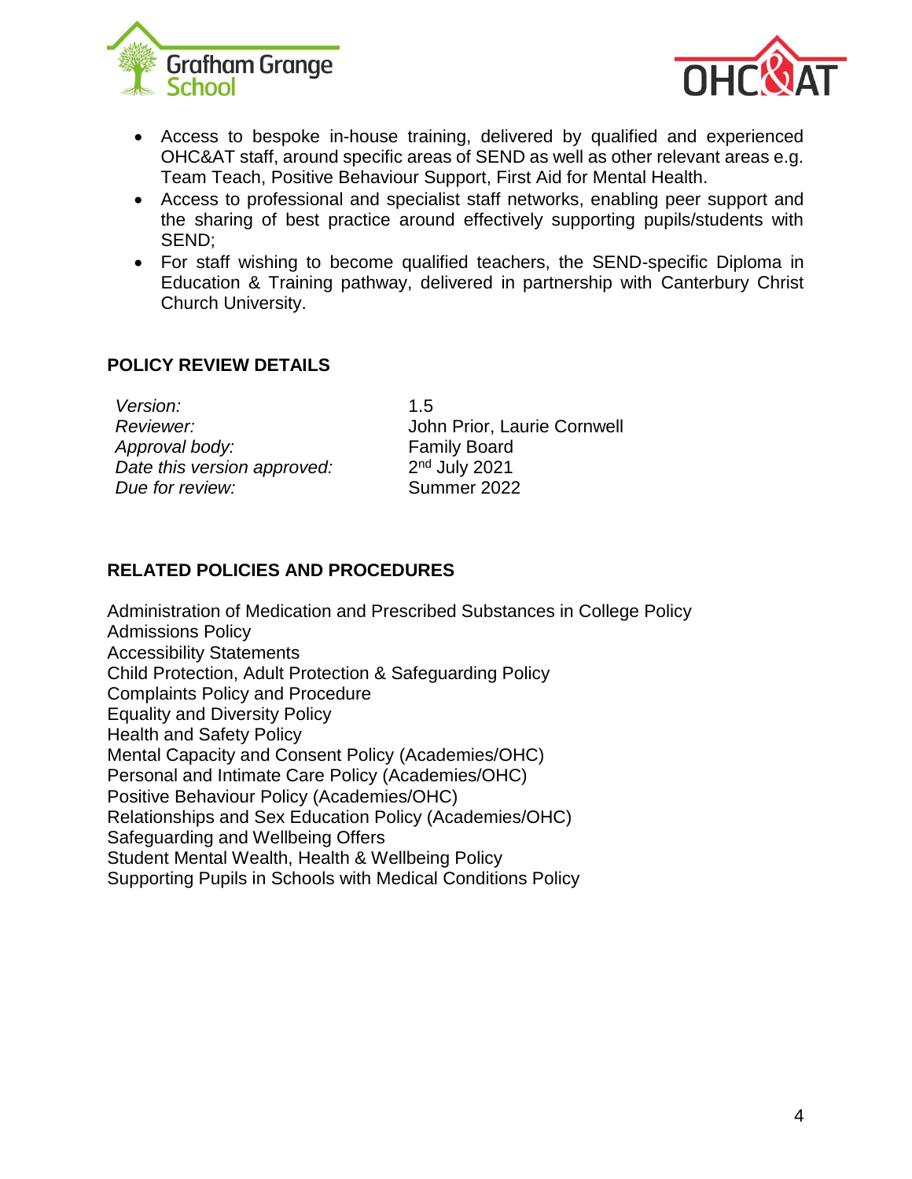- Access to bespoke in-house training, delivered by qualified and experienced OHC&AT staff, around specific areas of SEND as well as other relevant areas e.g. Team Teach, Positive Behaviour Support, First Aid for Mental Health.
- Access to professional and specialist staff networks, enabling peer support and the sharing of best practice around effectively supporting pupils/students with SEND;
- For staff wishing to become qualified teachers, the SEND-specific Diploma in Education & Training pathway, delivered in partnership with Canterbury Christ Church University.

## POLICY REVIEW DETAILS

| | |
|---|---|
| *Version:* | 1.5 |
| *Reviewer:* | John Prior, Laurie Cornwell |
| *Approval body:* | Family Board |
| *Date this version approved:* | 2nd July 2021 |
| *Due for review:* | Summer 2022 |

## RELATED POLICIES AND PROCEDURES

Administration of Medication and Prescribed Substances in College Policy
Admissions Policy
Accessibility Statements
Child Protection, Adult Protection & Safeguarding Policy
Complaints Policy and Procedure
Equality and Diversity Policy
Health and Safety Policy
Mental Capacity and Consent Policy (Academies/OHC)
Personal and Intimate Care Policy (Academies/OHC)
Positive Behaviour Policy (Academies/OHC)
Relationships and Sex Education Policy (Academies/OHC)
Safeguarding and Wellbeing Offers
Student Mental Wealth, Health & Wellbeing Policy
Supporting Pupils in Schools with Medical Conditions Policy